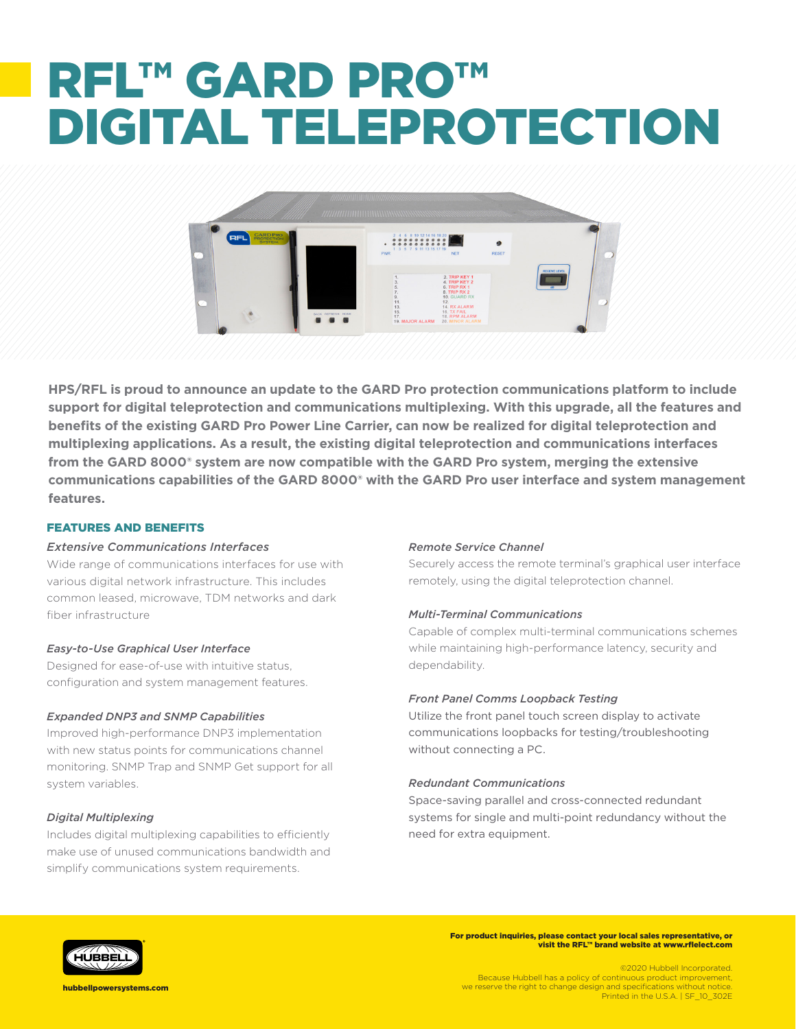# RFL™ GARD PRO™ DIGITAL TELEPROTECTION

**HPS/RFL is proud to announce an update to the GARD Pro protection communications platform to include support for digital teleprotection and communications multiplexing. With this upgrade, all the features and benefits of the existing GARD Pro Power Line Carrier, can now be realized for digital teleprotection and multiplexing applications. As a result, the existing digital teleprotection and communications interfaces from the GARD 8000® system are now compatible with the GARD Pro system, merging the extensive communications capabilities of the GARD 8000® with the GARD Pro user interface and system management features.**

## FEATURES AND BENEFITS

*Extensive Communications Interfaces*

Wide range of communications interfaces for use with various digital network infrastructure. This includes common leased, microwave, TDM networks and dark fiber infrastructure

*Easy-to-Use Graphical User Interface*

Designed for ease-of-use with intuitive status, configuration and system management features.

*Expanded DNP3 and SNMP Capabilities*

Improved high-performance DNP3 implementation with new status points for communications channel monitoring. SNMP Trap and SNMP Get support for all system variables.

*Digital Multiplexing*

Includes digital multiplexing capabilities to efficiently make use of unused communications bandwidth and simplify communications system requirements.

*Remote Service Channel*

Securely access the remote terminal's graphical user interface remotely, using the digital teleprotection channel.

*Multi-Terminal Communications*

Capable of complex multi-terminal communications schemes while maintaining high-performance latency, security and dependability.

*Front Panel Comms Loopback Testing*

Utilize the front panel touch screen display to activate communications loopbacks for testing/troubleshooting without connecting a PC.

*Redundant Communications*

Space-saving parallel and cross-connected redundant systems for single and multi-point redundancy without the need for extra equipment.

**For product inquiries, please contact your local sales representative, or visit the RFL™ brand website at www.rflelect.com**

hubbellpowersystems.com

©2020 Hubbell Incorporated.
Because Hubbell has a policy of continuous product improvement, we reserve the right to change design and specifications without notice.
Printed in the U.S.A. | SF_10_302E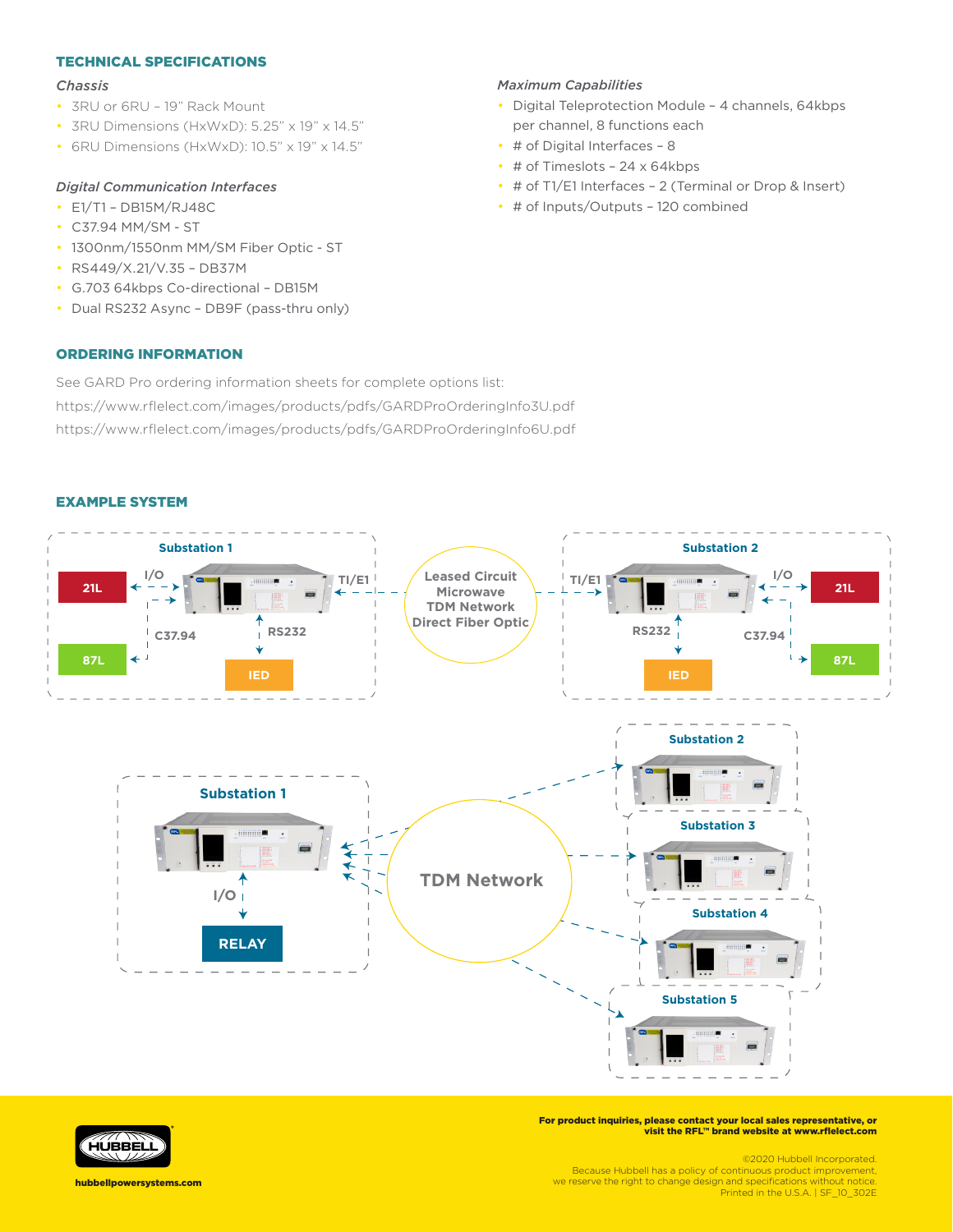## TECHNICAL SPECIFICATIONS

### *Chassis*

- 3RU or 6RU – 19" Rack Mount
- 3RU Dimensions (HxWxD): 5.25" x 19" x 14.5"
- 6RU Dimensions (HxWxD): 10.5" x 19" x 14.5"

### *Digital Communication Interfaces*

- E1/T1 – DB15M/RJ48C
- C37.94 MM/SM - ST
- 1300nm/1550nm MM/SM Fiber Optic - ST
- RS449/X.21/V.35 – DB37M
- G.703 64kbps Co-directional – DB15M
- Dual RS232 Async – DB9F (pass-thru only)

### *Maximum Capabilities*

- Digital Teleprotection Module – 4 channels, 64kbps per channel, 8 functions each
- # of Digital Interfaces – 8
- # of Timeslots – 24 x 64kbps
- # of T1/E1 Interfaces – 2 (Terminal or Drop & Insert)
- # of Inputs/Outputs – 120 combined

## ORDERING INFORMATION

See GARD Pro ordering information sheets for complete options list:

https://www.rflelect.com/images/products/pdfs/GARDProOrderingInfo3U.pdf

https://www.rflelect.com/images/products/pdfs/GARDProOrderingInfo6U.pdf

## EXAMPLE SYSTEM

Substation 1
21L
I/O
C37.94
87L
RS232
IED
TI/E1

Leased Circuit
Microwave
TDM Network
Direct Fiber Optic

Substation 2
TI/E1
I/O
21L
RS232
C37.94
87L
IED

Substation 1
I/O
RELAY

TDM Network

Substation 2
Substation 3
Substation 4
Substation 5

For product inquiries, please contact your local sales representative, or visit the RFL™ brand website at www.rflelect.com

hubbellpowersystems.com

©2020 Hubbell Incorporated.
Because Hubbell has a policy of continuous product improvement, we reserve the right to change design and specifications without notice.
Printed in the U.S.A. | SF_10_302E